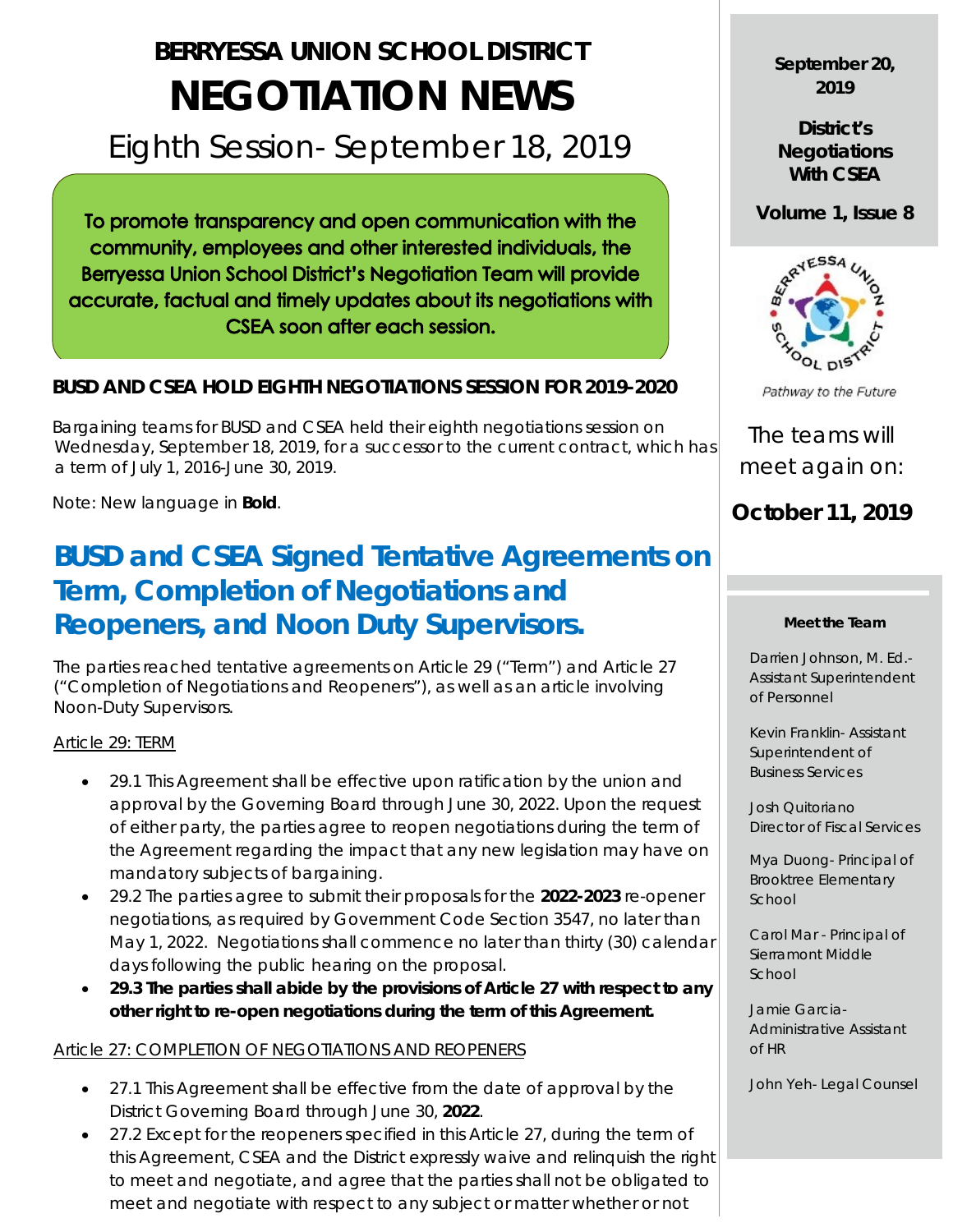# BERRYESSA UNION SCHOOL DISTRICT

# NEGOTIATION NEWS

## Eighth Session- September 18, 2019

**To promote transparency and open communication with the community, employees and other interested individuals, the Berryessa Union School District's Negotiation Team will provide accurate, factual and timely updates about its negotiations with CSEA soon after each session.**

**September 20, 2019**

**District's Negotiations With CSEA**

**Volume 1, Issue 8**

Pathway to the Future

The teams will meet again on:

**October 11, 2019**

**Meet the Team**

Darrien Johnson, M. Ed.- Assistant Superintendent of Personnel

Kevin Franklin- Assistant Superintendent of Business Services

Josh Quitoriano Director of Fiscal Services

Mya Duong- Principal of Brooktree Elementary School

Carol Mar - Principal of Sierramont Middle School

Jamie Garcia- Administrative Assistant of HR

John Yeh- Legal Counsel

### BUSD AND CSEA HOLD EIGHTH NEGOTIATIONS SESSION FOR 2019-2020

Bargaining teams for BUSD and CSEA held their eighth negotiations session on Wednesday, September 18, 2019, for a successor to the current contract, which has a term of July 1, 2016-June 30, 2019.

Note: New language in **Bold**.

## BUSD and CSEA Signed Tentative Agreements on Term, Completion of Negotiations and Reopeners, and Noon Duty Supervisors.

The parties reached tentative agreements on Article 29 ("Term") and Article 27 ("Completion of Negotiations and Reopeners"), as well as an article involving Noon-Duty Supervisors.

Article 29: TERM

- 29.1 This Agreement shall be effective upon ratification by the union and approval by the Governing Board through June 30, 2022. Upon the request of either party, the parties agree to reopen negotiations during the term of the Agreement regarding the impact that any new legislation may have on mandatory subjects of bargaining.
- 29.2 The parties agree to submit their proposals for the **2022-2023** re-opener negotiations, as required by Government Code Section 3547, no later than May 1, 2022. Negotiations shall commence no later than thirty (30) calendar days following the public hearing on the proposal.
- **29.3 The parties shall abide by the provisions of Article 27 with respect to any other right to re-open negotiations during the term of this Agreement.**

Article 27: COMPLETION OF NEGOTIATIONS AND REOPENERS

- 27.1 This Agreement shall be effective from the date of approval by the District Governing Board through June 30, **2022**.
- 27.2 Except for the reopeners specified in this Article 27, during the term of this Agreement, CSEA and the District expressly waive and relinquish the right to meet and negotiate, and agree that the parties shall not be obligated to meet and negotiate with respect to any subject or matter whether or not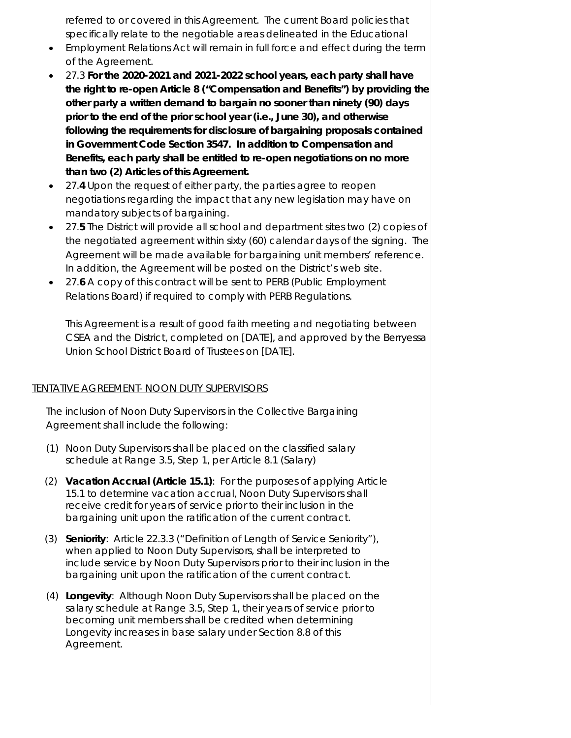referred to or covered in this Agreement. The current Board policies that specifically relate to the negotiable areas delineated in the Educational

- Employment Relations Act will remain in full force and effect during the term of the Agreement.
- 27.3 **For the 2020-2021 and 2021-2022 school years, each party shall have the right to re-open Article 8 ("Compensation and Benefits") by providing the other party a written demand to bargain no sooner than ninety (90) days prior to the end of the prior school year (i.e., June 30), and otherwise following the requirements for disclosure of bargaining proposals contained in Government Code Section 3547. In addition to Compensation and Benefits, each party shall be entitled to re-open negotiations on no more than two (2) Articles of this Agreement.**
- 27.**4** Upon the request of either party, the parties agree to reopen negotiations regarding the impact that any new legislation may have on mandatory subjects of bargaining.
- 27.**5** The District will provide all school and department sites two (2) copies of the negotiated agreement within sixty (60) calendar days of the signing. The Agreement will be made available for bargaining unit members' reference. In addition, the Agreement will be posted on the District's web site.
- 27.**6** A copy of this contract will be sent to PERB (Public Employment Relations Board) if required to comply with PERB Regulations.

This Agreement is a result of good faith meeting and negotiating between CSEA and the District, completed on [DATE], and approved by the Berryessa Union School District Board of Trustees on [DATE].

TENTATIVE AGREEMENT- NOON DUTY SUPERVISORS

The inclusion of Noon Duty Supervisors in the Collective Bargaining Agreement shall include the following:

(1) Noon Duty Supervisors shall be placed on the classified salary schedule at Range 3.5, Step 1, per Article 8.1 (Salary)

(2) **Vacation Accrual (Article 15.1)**: For the purposes of applying Article 15.1 to determine vacation accrual, Noon Duty Supervisors shall receive credit for years of service prior to their inclusion in the bargaining unit upon the ratification of the current contract.

(3) **Seniority**: Article 22.3.3 ("Definition of Length of Service Seniority"), when applied to Noon Duty Supervisors, shall be interpreted to include service by Noon Duty Supervisors prior to their inclusion in the bargaining unit upon the ratification of the current contract.

(4) **Longevity**: Although Noon Duty Supervisors shall be placed on the salary schedule at Range 3.5, Step 1, their years of service prior to becoming unit members shall be credited when determining Longevity increases in base salary under Section 8.8 of this Agreement.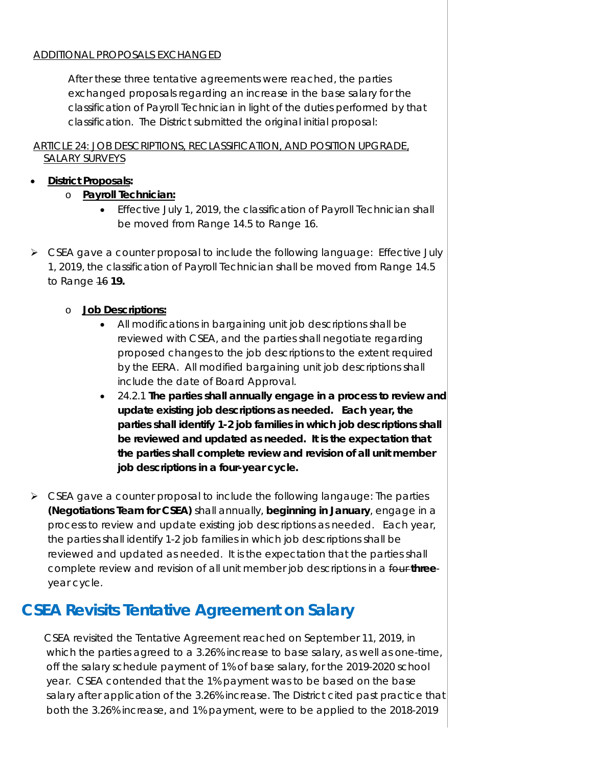ADDITIONAL PROPOSALS EXCHANGED

After these three tentative agreements were reached, the parties exchanged proposals regarding an increase in the base salary for the classification of Payroll Technician in light of the duties performed by that classification. The District submitted the original initial proposal:

ARTICLE 24: JOB DESCRIPTIONS, RECLASSIFICATION, AND POSITION UPGRADE, SALARY SURVEYS

- **District Proposals:**
  - **Payroll Technician:**
    - Effective July 1, 2019, the classification of Payroll Technician shall be moved from Range 14.5 to Range 16.

- CSEA gave a counter proposal to include the following language: Effective July 1, 2019, the classification of Payroll Technician shall be moved from Range 14.5 to Range ~~16~~ **19.**

  - **Job Descriptions:**
    - All modifications in bargaining unit job descriptions shall be reviewed with CSEA, and the parties shall negotiate regarding proposed changes to the job descriptions to the extent required by the EERA. All modified bargaining unit job descriptions shall include the date of Board Approval.
    - 24.2.1 **The parties shall annually engage in a process to review and update existing job descriptions as needed. Each year, the parties shall identify 1-2 job families in which job descriptions shall be reviewed and updated as needed. It is the expectation that the parties shall complete review and revision of all unit member job descriptions in a four-year cycle.**

- CSEA gave a counter proposal to include the following langauge: The parties **(Negotiations Team for CSEA)** shall annually, **beginning in January**, engage in a process to review and update existing job descriptions as needed. Each year, the parties shall identify 1-2 job families in which job descriptions shall be reviewed and updated as needed. It is the expectation that the parties shall complete review and revision of all unit member job descriptions in a ~~four~~ **three**-year cycle.

## CSEA Revisits Tentative Agreement on Salary

CSEA revisited the Tentative Agreement reached on September 11, 2019, in which the parties agreed to a 3.26% increase to base salary, as well as one-time, off the salary schedule payment of 1% of base salary, for the 2019-2020 school year. CSEA contended that the 1% payment was to be based on the base salary after application of the 3.26% increase. The District cited past practice that both the 3.26% increase, and 1% payment, were to be applied to the 2018-2019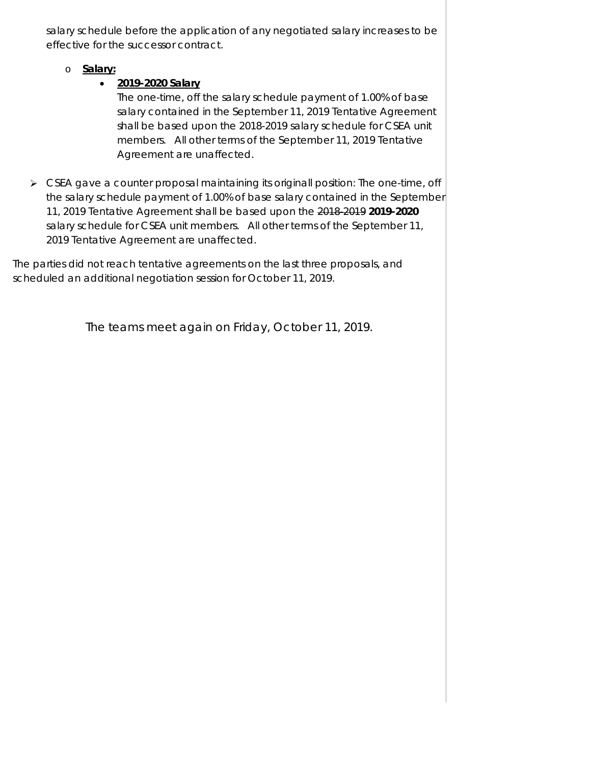salary schedule before the application of any negotiated salary increases to be effective for the successor contract.

- **Salary:**
  - **2019-2020 Salary**

    The one-time, off the salary schedule payment of 1.00% of base salary contained in the September 11, 2019 Tentative Agreement shall be based upon the 2018-2019 salary schedule for CSEA unit members. All other terms of the September 11, 2019 Tentative Agreement are unaffected.

- CSEA gave a counter proposal maintaining its originall position: The one-time, off the salary schedule payment of 1.00% of base salary contained in the September 11, 2019 Tentative Agreement shall be based upon the ~~2018-2019~~ **2019-2020** salary schedule for CSEA unit members. All other terms of the September 11, 2019 Tentative Agreement are unaffected.

The parties did not reach tentative agreements on the last three proposals, and scheduled an additional negotiation session for October 11, 2019.

The teams meet again on Friday, October 11, 2019.